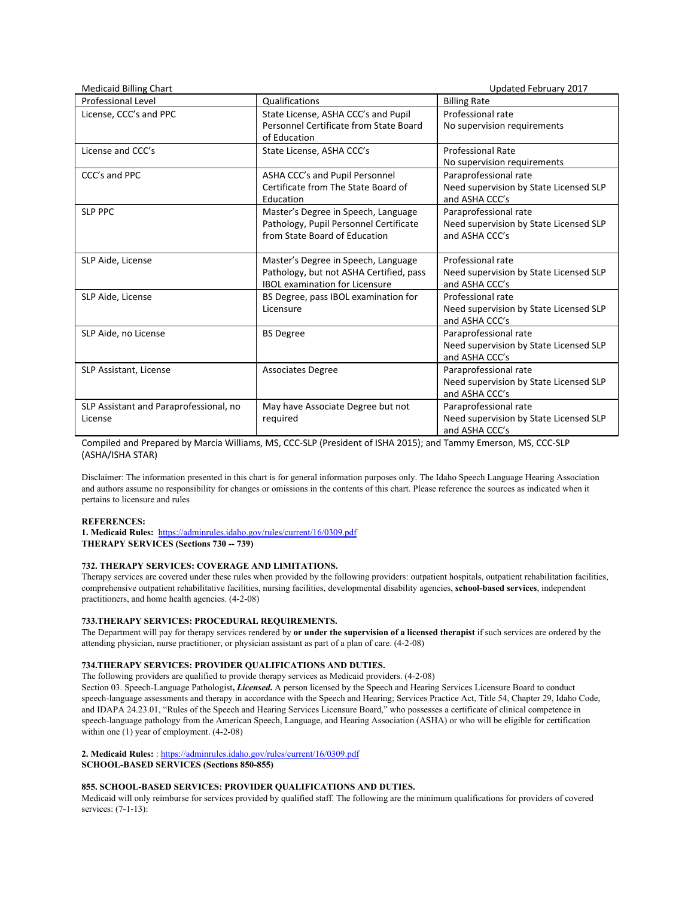Medicaid Billing Chart Updated February 2017

| Professional Level | Qualifications | Billing Rate |
|---|---|---|
| License, CCC's and PPC | State License, ASHA CCC's and Pupil Personnel Certificate from State Board of Education | Professional rate<br>No supervision requirements |
| License and CCC's | State License, ASHA CCC's | Professional Rate<br>No supervision requirements |
| CCC's and PPC | ASHA CCC's and Pupil Personnel Certificate from The State Board of Education | Paraprofessional rate<br>Need supervision by State Licensed SLP and ASHA CCC's |
| SLP PPC | Master's Degree in Speech, Language Pathology, Pupil Personnel Certificate from State Board of Education | Paraprofessional rate<br>Need supervision by State Licensed SLP and ASHA CCC's |
| SLP Aide, License | Master's Degree in Speech, Language Pathology, but not ASHA Certified, pass IBOL examination for Licensure | Professional rate<br>Need supervision by State Licensed SLP and ASHA CCC's |
| SLP Aide, License | BS Degree, pass IBOL examination for Licensure | Professional rate<br>Need supervision by State Licensed SLP and ASHA CCC's |
| SLP Aide, no License | BS Degree | Paraprofessional rate<br>Need supervision by State Licensed SLP and ASHA CCC's |
| SLP Assistant, License | Associates Degree | Paraprofessional rate<br>Need supervision by State Licensed SLP and ASHA CCC's |
| SLP Assistant and Paraprofessional, no License | May have Associate Degree but not required | Paraprofessional rate<br>Need supervision by State Licensed SLP and ASHA CCC's |

Compiled and Prepared by Marcia Williams, MS, CCC-SLP (President of ISHA 2015); and Tammy Emerson, MS, CCC-SLP (ASHA/ISHA STAR)

Disclaimer: The information presented in this chart is for general information purposes only. The Idaho Speech Language Hearing Association and authors assume no responsibility for changes or omissions in the contents of this chart. Please reference the sources as indicated when it pertains to licensure and rules

**REFERENCES:**

**1. Medicaid Rules:** https://adminrules.idaho.gov/rules/current/16/0309.pdf
**THERAPY SERVICES (Sections 730 -- 739)**

**732. THERAPY SERVICES: COVERAGE AND LIMITATIONS.**
Therapy services are covered under these rules when provided by the following providers: outpatient hospitals, outpatient rehabilitation facilities, comprehensive outpatient rehabilitative facilities, nursing facilities, developmental disability agencies, **school-based services**, independent practitioners, and home health agencies. (4-2-08)

**733.THERAPY SERVICES: PROCEDURAL REQUIREMENTS.**
The Department will pay for therapy services rendered by **or under the supervision of a licensed therapist** if such services are ordered by the attending physician, nurse practitioner, or physician assistant as part of a plan of care. (4-2-08)

**734.THERAPY SERVICES: PROVIDER QUALIFICATIONS AND DUTIES.**
The following providers are qualified to provide therapy services as Medicaid providers. (4-2-08)
Section 03. Speech-Language Pathologist**,** ***Licensed.*** A person licensed by the Speech and Hearing Services Licensure Board to conduct speech-language assessments and therapy in accordance with the Speech and Hearing; Services Practice Act, Title 54, Chapter 29, Idaho Code, and IDAPA 24.23.01, "Rules of the Speech and Hearing Services Licensure Board," who possesses a certificate of clinical competence in speech-language pathology from the American Speech, Language, and Hearing Association (ASHA) or who will be eligible for certification within one (1) year of employment. (4-2-08)

**2. Medicaid Rules:** : https://adminrules.idaho.gov/rules/current/16/0309.pdf
**SCHOOL-BASED SERVICES (Sections 850-855)**

**855. SCHOOL-BASED SERVICES: PROVIDER QUALIFICATIONS AND DUTIES.**
Medicaid will only reimburse for services provided by qualified staff. The following are the minimum qualifications for providers of covered services: (7-1-13):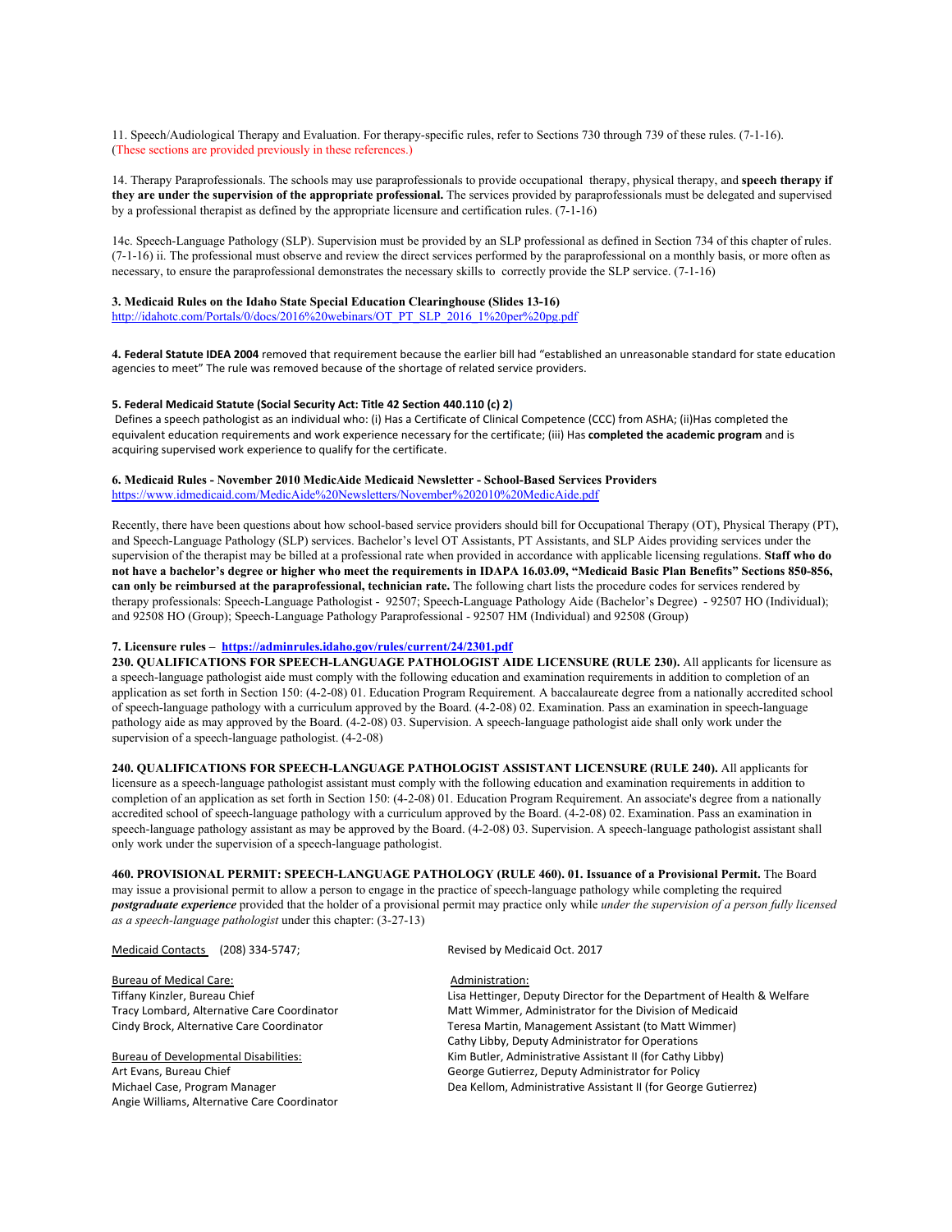11. Speech/Audiological Therapy and Evaluation. For therapy-specific rules, refer to Sections 730 through 739 of these rules. (7-1-16). (These sections are provided previously in these references.)

14. Therapy Paraprofessionals. The schools may use paraprofessionals to provide occupational therapy, physical therapy, and **speech therapy if they are under the supervision of the appropriate professional.** The services provided by paraprofessionals must be delegated and supervised by a professional therapist as defined by the appropriate licensure and certification rules. (7-1-16)

14c. Speech-Language Pathology (SLP). Supervision must be provided by an SLP professional as defined in Section 734 of this chapter of rules. (7-1-16) ii. The professional must observe and review the direct services performed by the paraprofessional on a monthly basis, or more often as necessary, to ensure the paraprofessional demonstrates the necessary skills to correctly provide the SLP service. (7-1-16)

**3. Medicaid Rules on the Idaho State Special Education Clearinghouse (Slides 13-16)**
http://idahotc.com/Portals/0/docs/2016%20webinars/OT_PT_SLP_2016_1%20per%20pg.pdf

**4. Federal Statute IDEA 2004** removed that requirement because the earlier bill had "established an unreasonable standard for state education agencies to meet" The rule was removed because of the shortage of related service providers.

**5. Federal Medicaid Statute (Social Security Act: Title 42 Section 440.110 (c) 2)**
Defines a speech pathologist as an individual who: (i) Has a Certificate of Clinical Competence (CCC) from ASHA; (ii)Has completed the equivalent education requirements and work experience necessary for the certificate; (iii) Has **completed the academic program** and is acquiring supervised work experience to qualify for the certificate.

**6. Medicaid Rules - November 2010 MedicAide Medicaid Newsletter - School-Based Services Providers**
https://www.idmedicaid.com/MedicAide%20Newsletters/November%202010%20MedicAide.pdf

Recently, there have been questions about how school-based service providers should bill for Occupational Therapy (OT), Physical Therapy (PT), and Speech-Language Pathology (SLP) services. Bachelor's level OT Assistants, PT Assistants, and SLP Aides providing services under the supervision of the therapist may be billed at a professional rate when provided in accordance with applicable licensing regulations. **Staff who do not have a bachelor's degree or higher who meet the requirements in IDAPA 16.03.09, "Medicaid Basic Plan Benefits" Sections 850-856, can only be reimbursed at the paraprofessional, technician rate.** The following chart lists the procedure codes for services rendered by therapy professionals: Speech-Language Pathologist - 92507; Speech-Language Pathology Aide (Bachelor's Degree) - 92507 HO (Individual); and 92508 HO (Group); Speech-Language Pathology Paraprofessional - 92507 HM (Individual) and 92508 (Group)

**7. Licensure rules – https://adminrules.idaho.gov/rules/current/24/2301.pdf**

**230. QUALIFICATIONS FOR SPEECH-LANGUAGE PATHOLOGIST AIDE LICENSURE (RULE 230).** All applicants for licensure as a speech-language pathologist aide must comply with the following education and examination requirements in addition to completion of an application as set forth in Section 150: (4-2-08) 01. Education Program Requirement. A baccalaureate degree from a nationally accredited school of speech-language pathology with a curriculum approved by the Board. (4-2-08) 02. Examination. Pass an examination in speech-language pathology aide as may approved by the Board. (4-2-08) 03. Supervision. A speech-language pathologist aide shall only work under the supervision of a speech-language pathologist. (4-2-08)

**240. QUALIFICATIONS FOR SPEECH-LANGUAGE PATHOLOGIST ASSISTANT LICENSURE (RULE 240).** All applicants for licensure as a speech-language pathologist assistant must comply with the following education and examination requirements in addition to completion of an application as set forth in Section 150: (4-2-08) 01. Education Program Requirement. An associate's degree from a nationally accredited school of speech-language pathology with a curriculum approved by the Board. (4-2-08) 02. Examination. Pass an examination in speech-language pathology assistant as may be approved by the Board. (4-2-08) 03. Supervision. A speech-language pathologist assistant shall only work under the supervision of a speech-language pathologist.

**460. PROVISIONAL PERMIT: SPEECH-LANGUAGE PATHOLOGY (RULE 460). 01. Issuance of a Provisional Permit.** The Board may issue a provisional permit to allow a person to engage in the practice of speech-language pathology while completing the required ***postgraduate experience*** provided that the holder of a provisional permit may practice only while *under the supervision of a person fully licensed as a speech-language pathologist* under this chapter: (3-27-13)

Medicaid Contacts (208) 334-5747;

Revised by Medicaid Oct. 2017

Bureau of Medical Care:
Tiffany Kinzler, Bureau Chief
Tracy Lombard, Alternative Care Coordinator
Cindy Brock, Alternative Care Coordinator

Bureau of Developmental Disabilities:
Art Evans, Bureau Chief
Michael Case, Program Manager
Angie Williams, Alternative Care Coordinator

Administration:
Lisa Hettinger, Deputy Director for the Department of Health & Welfare
Matt Wimmer, Administrator for the Division of Medicaid
Teresa Martin, Management Assistant (to Matt Wimmer)
Cathy Libby, Deputy Administrator for Operations
Kim Butler, Administrative Assistant II (for Cathy Libby)
George Gutierrez, Deputy Administrator for Policy
Dea Kellom, Administrative Assistant II (for George Gutierrez)